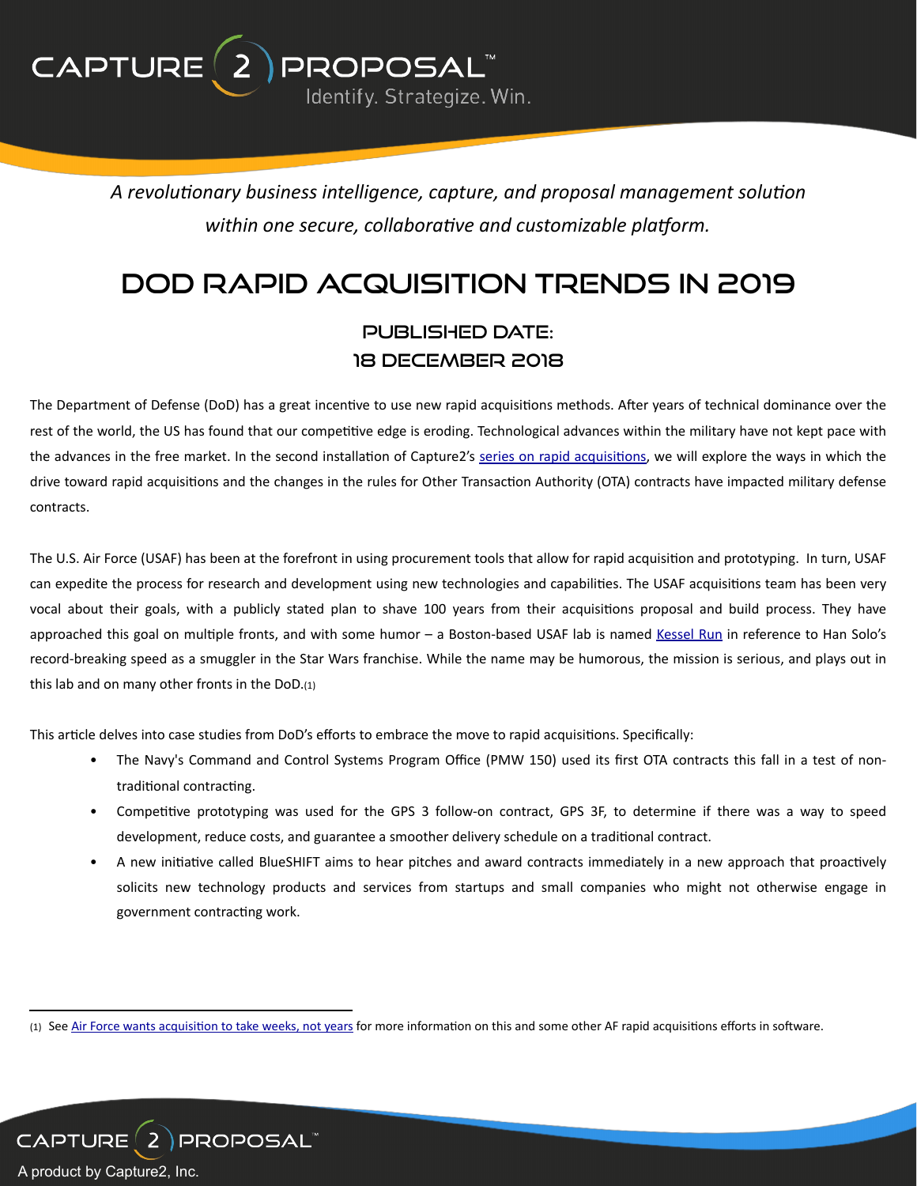*A revolutionary business intelligence, capture, and proposal management solution within one secure, collaborative and customizable platform.*

# DOD RAPID ACQUISITION TRENDS IN 2019

### PUBLISHED DATE:
### 18 DECEMBER 2018

The Department of Defense (DoD) has a great incentive to use new rapid acquisitions methods. After years of technical dominance over the rest of the world, the US has found that our competitive edge is eroding. Technological advances within the military have not kept pace with the advances in the free market. In the second installation of Capture2's series on rapid acquisitions, we will explore the ways in which the drive toward rapid acquisitions and the changes in the rules for Other Transaction Authority (OTA) contracts have impacted military defense contracts.

The U.S. Air Force (USAF) has been at the forefront in using procurement tools that allow for rapid acquisition and prototyping. In turn, USAF can expedite the process for research and development using new technologies and capabilities. The USAF acquisitions team has been very vocal about their goals, with a publicly stated plan to shave 100 years from their acquisitions proposal and build process. They have approached this goal on multiple fronts, and with some humor – a Boston-based USAF lab is named Kessel Run in reference to Han Solo's record-breaking speed as a smuggler in the Star Wars franchise. While the name may be humorous, the mission is serious, and plays out in this lab and on many other fronts in the DoD.(1)

This article delves into case studies from DoD's efforts to embrace the move to rapid acquisitions. Specifically:

- The Navy's Command and Control Systems Program Office (PMW 150) used its first OTA contracts this fall in a test of non-traditional contracting.
- Competitive prototyping was used for the GPS 3 follow-on contract, GPS 3F, to determine if there was a way to speed development, reduce costs, and guarantee a smoother delivery schedule on a traditional contract.
- A new initiative called BlueSHIFT aims to hear pitches and award contracts immediately in a new approach that proactively solicits new technology products and services from startups and small companies who might not otherwise engage in government contracting work.

---

(1) See Air Force wants acquisition to take weeks, not years for more information on this and some other AF rapid acquisitions efforts in software.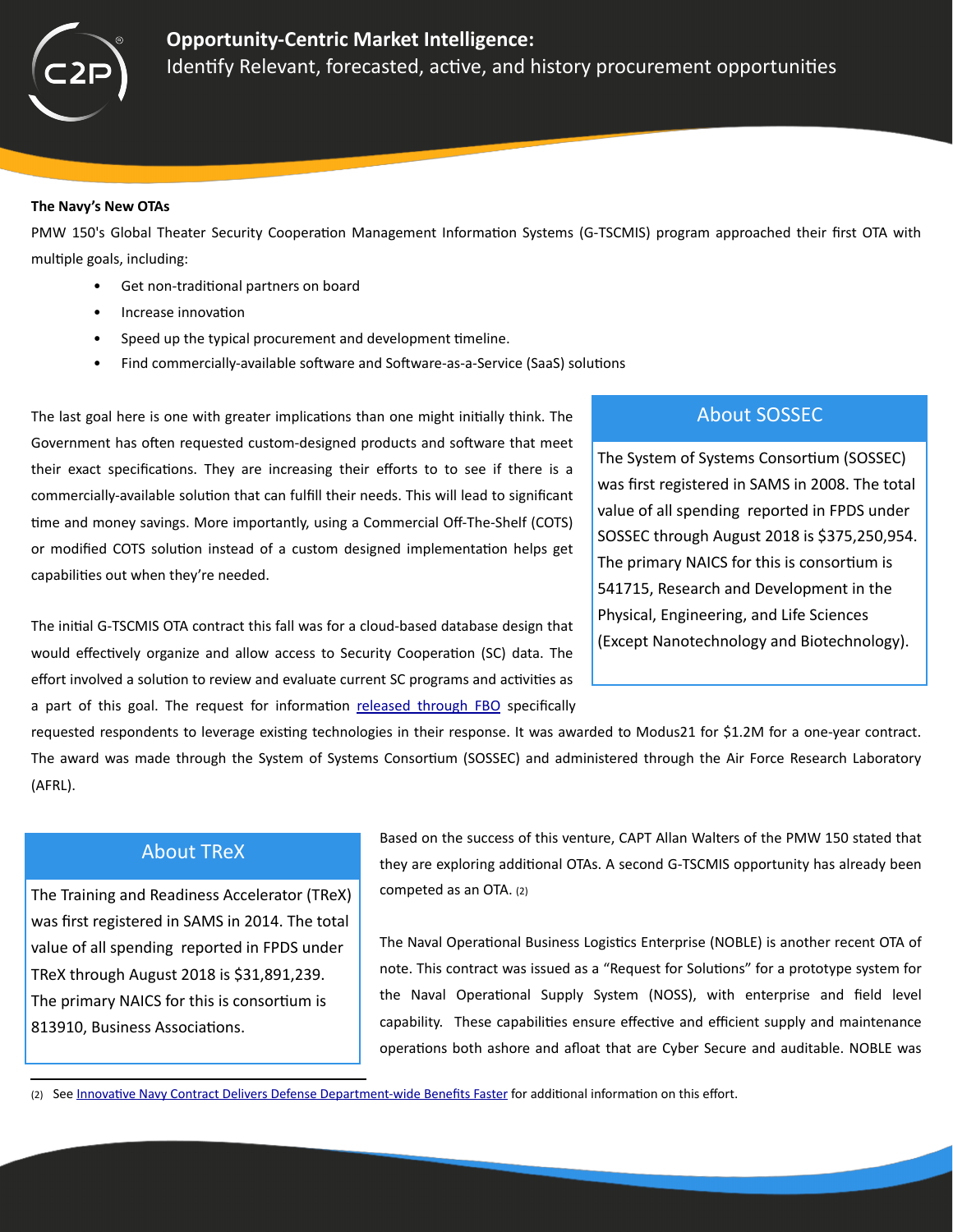**The Navy's New OTAs**

PMW 150's Global Theater Security Cooperation Management Information Systems (G-TSCMIS) program approached their first OTA with multiple goals, including:

- Get non-traditional partners on board
- Increase innovation
- Speed up the typical procurement and development timeline.
- Find commercially-available software and Software-as-a-Service (SaaS) solutions

The last goal here is one with greater implications than one might initially think. The Government has often requested custom-designed products and software that meet their exact specifications. They are increasing their efforts to to see if there is a commercially-available solution that can fulfill their needs. This will lead to significant time and money savings. More importantly, using a Commercial Off-The-Shelf (COTS) or modified COTS solution instead of a custom designed implementation helps get capabilities out when they're needed.

The initial G-TSCMIS OTA contract this fall was for a cloud-based database design that would effectively organize and allow access to Security Cooperation (SC) data. The effort involved a solution to review and evaluate current SC programs and activities as a part of this goal. The request for information released through FBO specifically requested respondents to leverage existing technologies in their response. It was awarded to Modus21 for $1.2M for a one-year contract. The award was made through the System of Systems Consortium (SOSSEC) and administered through the Air Force Research Laboratory (AFRL).

### About SOSSEC

The System of Systems Consortium (SOSSEC) was first registered in SAMS in 2008. The total value of all spending reported in FPDS under SOSSEC through August 2018 is $375,250,954. The primary NAICS for this is consortium is 541715, Research and Development in the Physical, Engineering, and Life Sciences (Except Nanotechnology and Biotechnology).

Based on the success of this venture, CAPT Allan Walters of the PMW 150 stated that they are exploring additional OTAs. A second G-TSCMIS opportunity has already been competed as an OTA. (2)

The Naval Operational Business Logistics Enterprise (NOBLE) is another recent OTA of note. This contract was issued as a "Request for Solutions" for a prototype system for the Naval Operational Supply System (NOSS), with enterprise and field level capability. These capabilities ensure effective and efficient supply and maintenance operations both ashore and afloat that are Cyber Secure and auditable. NOBLE was

### About TReX

The Training and Readiness Accelerator (TReX) was first registered in SAMS in 2014. The total value of all spending reported in FPDS under TReX through August 2018 is $31,891,239. The primary NAICS for this is consortium is 813910, Business Associations.

(2) See Innovative Navy Contract Delivers Defense Department-wide Benefits Faster for additional information on this effort.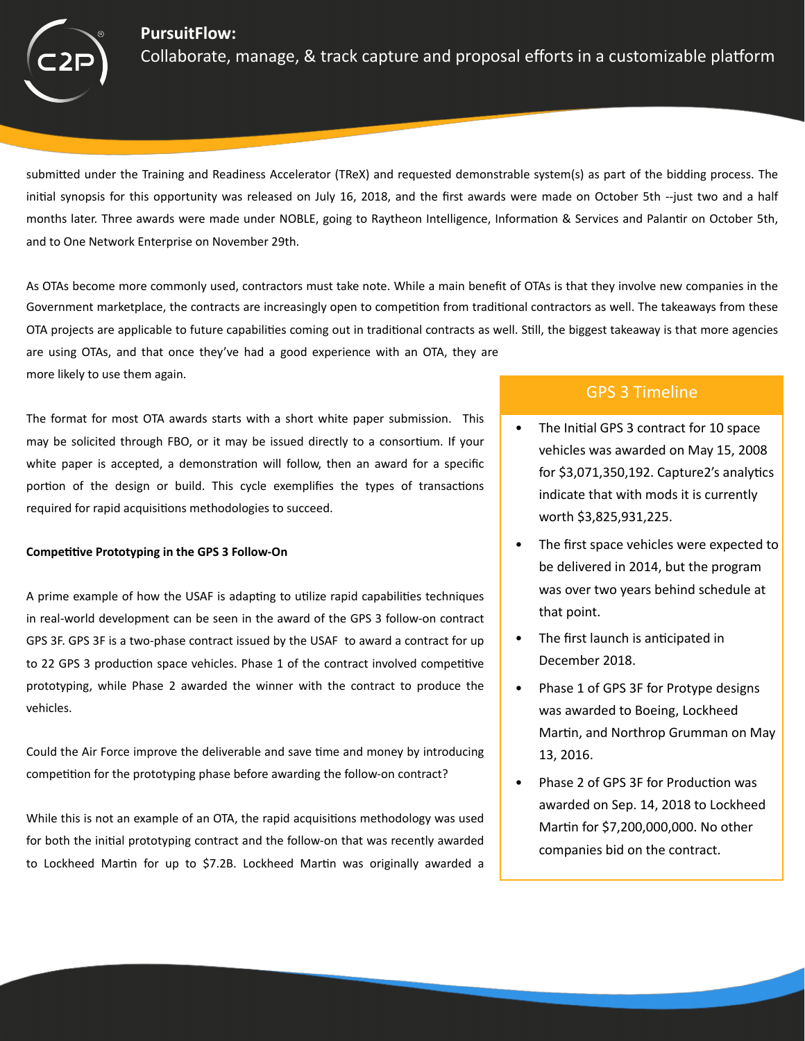submitted under the Training and Readiness Accelerator (TReX) and requested demonstrable system(s) as part of the bidding process. The initial synopsis for this opportunity was released on July 16, 2018, and the first awards were made on October 5th --just two and a half months later. Three awards were made under NOBLE, going to Raytheon Intelligence, Information & Services and Palantir on October 5th, and to One Network Enterprise on November 29th.

As OTAs become more commonly used, contractors must take note. While a main benefit of OTAs is that they involve new companies in the Government marketplace, the contracts are increasingly open to competition from traditional contractors as well. The takeaways from these OTA projects are applicable to future capabilities coming out in traditional contracts as well. Still, the biggest takeaway is that more agencies are using OTAs, and that once they've had a good experience with an OTA, they are more likely to use them again.

The format for most OTA awards starts with a short white paper submission. This may be solicited through FBO, or it may be issued directly to a consortium. If your white paper is accepted, a demonstration will follow, then an award for a specific portion of the design or build. This cycle exemplifies the types of transactions required for rapid acquisitions methodologies to succeed.

**Competitive Prototyping in the GPS 3 Follow-On**

A prime example of how the USAF is adapting to utilize rapid capabilities techniques in real-world development can be seen in the award of the GPS 3 follow-on contract GPS 3F. GPS 3F is a two-phase contract issued by the USAF to award a contract for up to 22 GPS 3 production space vehicles. Phase 1 of the contract involved competitive prototyping, while Phase 2 awarded the winner with the contract to produce the vehicles.

Could the Air Force improve the deliverable and save time and money by introducing competition for the prototyping phase before awarding the follow-on contract?

While this is not an example of an OTA, the rapid acquisitions methodology was used for both the initial prototyping contract and the follow-on that was recently awarded to Lockheed Martin for up to $7.2B. Lockheed Martin was originally awarded a

## GPS 3 Timeline

- The Initial GPS 3 contract for 10 space vehicles was awarded on May 15, 2008 for $3,071,350,192. Capture2's analytics indicate that with mods it is currently worth $3,825,931,225.
- The first space vehicles were expected to be delivered in 2014, but the program was over two years behind schedule at that point.
- The first launch is anticipated in December 2018.
- Phase 1 of GPS 3F for Protype designs was awarded to Boeing, Lockheed Martin, and Northrop Grumman on May 13, 2016.
- Phase 2 of GPS 3F for Production was awarded on Sep. 14, 2018 to Lockheed Martin for $7,200,000,000. No other companies bid on the contract.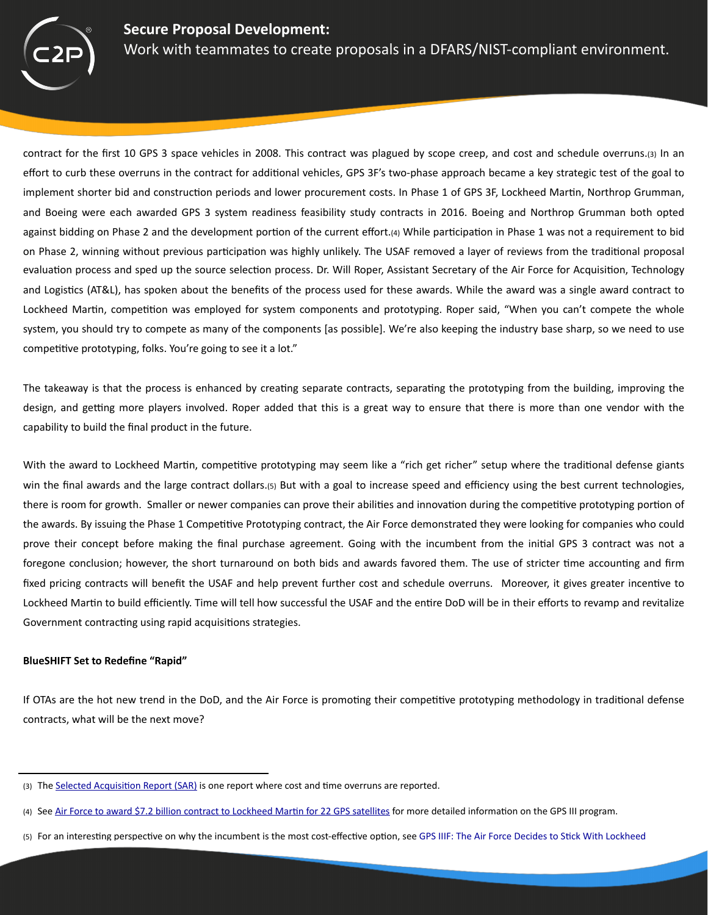contract for the first 10 GPS 3 space vehicles in 2008. This contract was plagued by scope creep, and cost and schedule overruns.[3] In an effort to curb these overruns in the contract for additional vehicles, GPS 3F's two-phase approach became a key strategic test of the goal to implement shorter bid and construction periods and lower procurement costs. In Phase 1 of GPS 3F, Lockheed Martin, Northrop Grumman, and Boeing were each awarded GPS 3 system readiness feasibility study contracts in 2016. Boeing and Northrop Grumman both opted against bidding on Phase 2 and the development portion of the current effort.[4] While participation in Phase 1 was not a requirement to bid on Phase 2, winning without previous participation was highly unlikely. The USAF removed a layer of reviews from the traditional proposal evaluation process and sped up the source selection process. Dr. Will Roper, Assistant Secretary of the Air Force for Acquisition, Technology and Logistics (AT&L), has spoken about the benefits of the process used for these awards. While the award was a single award contract to Lockheed Martin, competition was employed for system components and prototyping. Roper said, "When you can't compete the whole system, you should try to compete as many of the components [as possible]. We're also keeping the industry base sharp, so we need to use competitive prototyping, folks. You're going to see it a lot."

The takeaway is that the process is enhanced by creating separate contracts, separating the prototyping from the building, improving the design, and getting more players involved. Roper added that this is a great way to ensure that there is more than one vendor with the capability to build the final product in the future.

With the award to Lockheed Martin, competitive prototyping may seem like a "rich get richer" setup where the traditional defense giants win the final awards and the large contract dollars.[5] But with a goal to increase speed and efficiency using the best current technologies, there is room for growth. Smaller or newer companies can prove their abilities and innovation during the competitive prototyping portion of the awards. By issuing the Phase 1 Competitive Prototyping contract, the Air Force demonstrated they were looking for companies who could prove their concept before making the final purchase agreement. Going with the incumbent from the initial GPS 3 contract was not a foregone conclusion; however, the short turnaround on both bids and awards favored them. The use of stricter time accounting and firm fixed pricing contracts will benefit the USAF and help prevent further cost and schedule overruns. Moreover, it gives greater incentive to Lockheed Martin to build efficiently. Time will tell how successful the USAF and the entire DoD will be in their efforts to revamp and revitalize Government contracting using rapid acquisitions strategies.

**BlueSHIFT Set to Redefine "Rapid"**

If OTAs are the hot new trend in the DoD, and the Air Force is promoting their competitive prototyping methodology in traditional defense contracts, what will be the next move?

---

(3) The Selected Acquisition Report (SAR) is one report where cost and time overruns are reported.

(4) See Air Force to award $7.2 billion contract to Lockheed Martin for 22 GPS satellites for more detailed information on the GPS III program.

(5) For an interesting perspective on why the incumbent is the most cost-effective option, see GPS IIIF: The Air Force Decides to Stick With Lockheed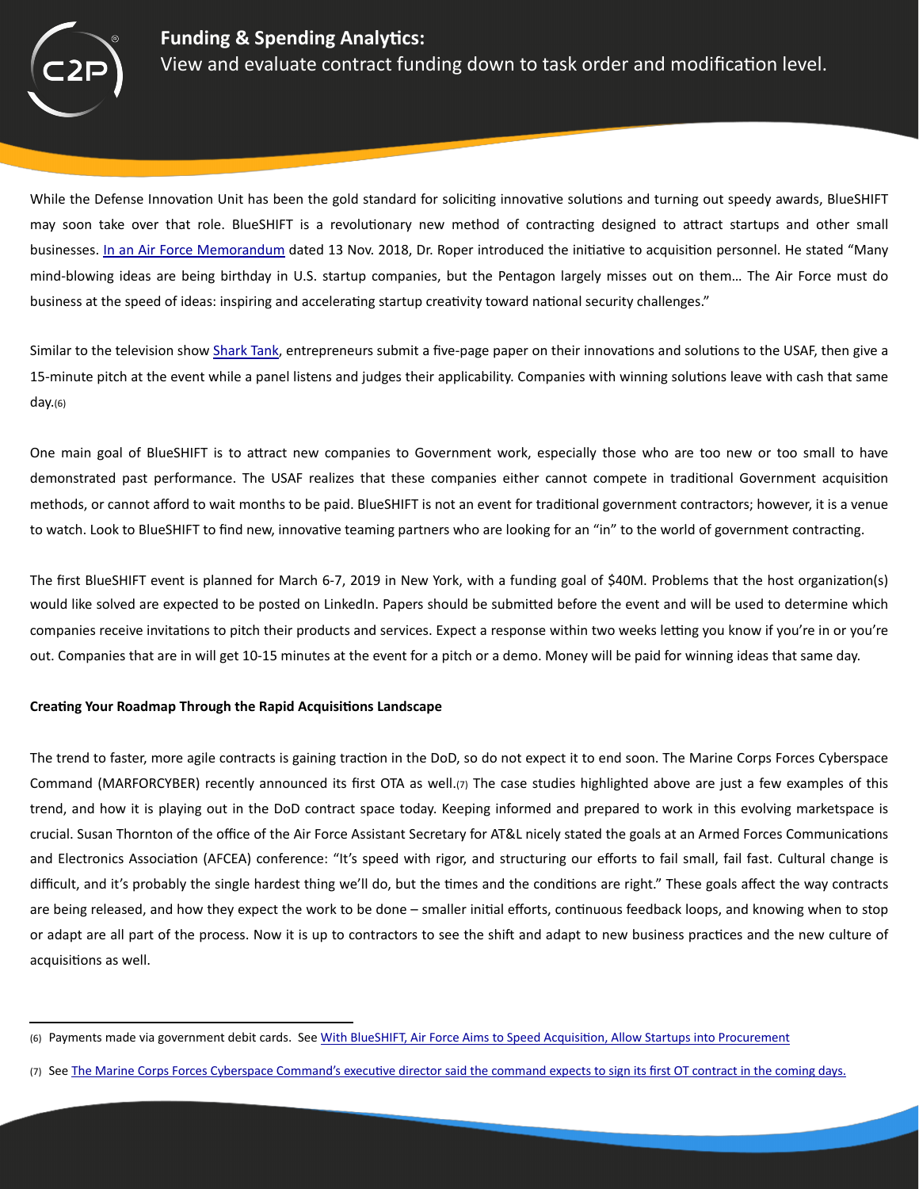While the Defense Innovation Unit has been the gold standard for soliciting innovative solutions and turning out speedy awards, BlueSHIFT may soon take over that role. BlueSHIFT is a revolutionary new method of contracting designed to attract startups and other small businesses. In an Air Force Memorandum dated 13 Nov. 2018, Dr. Roper introduced the initiative to acquisition personnel. He stated "Many mind-blowing ideas are being birthday in U.S. startup companies, but the Pentagon largely misses out on them… The Air Force must do business at the speed of ideas: inspiring and accelerating startup creativity toward national security challenges."

Similar to the television show Shark Tank, entrepreneurs submit a five-page paper on their innovations and solutions to the USAF, then give a 15-minute pitch at the event while a panel listens and judges their applicability. Companies with winning solutions leave with cash that same day.(6)

One main goal of BlueSHIFT is to attract new companies to Government work, especially those who are too new or too small to have demonstrated past performance. The USAF realizes that these companies either cannot compete in traditional Government acquisition methods, or cannot afford to wait months to be paid. BlueSHIFT is not an event for traditional government contractors; however, it is a venue to watch. Look to BlueSHIFT to find new, innovative teaming partners who are looking for an "in" to the world of government contracting.

The first BlueSHIFT event is planned for March 6-7, 2019 in New York, with a funding goal of $40M. Problems that the host organization(s) would like solved are expected to be posted on LinkedIn. Papers should be submitted before the event and will be used to determine which companies receive invitations to pitch their products and services. Expect a response within two weeks letting you know if you're in or you're out. Companies that are in will get 10-15 minutes at the event for a pitch or a demo. Money will be paid for winning ideas that same day.

**Creating Your Roadmap Through the Rapid Acquisitions Landscape**

The trend to faster, more agile contracts is gaining traction in the DoD, so do not expect it to end soon. The Marine Corps Forces Cyberspace Command (MARFORCYBER) recently announced its first OTA as well.(7) The case studies highlighted above are just a few examples of this trend, and how it is playing out in the DoD contract space today. Keeping informed and prepared to work in this evolving marketspace is crucial. Susan Thornton of the office of the Air Force Assistant Secretary for AT&L nicely stated the goals at an Armed Forces Communications and Electronics Association (AFCEA) conference: "It's speed with rigor, and structuring our efforts to fail small, fail fast. Cultural change is difficult, and it's probably the single hardest thing we'll do, but the times and the conditions are right." These goals affect the way contracts are being released, and how they expect the work to be done – smaller initial efforts, continuous feedback loops, and knowing when to stop or adapt are all part of the process. Now it is up to contractors to see the shift and adapt to new business practices and the new culture of acquisitions as well.

---

(6) Payments made via government debit cards. See With BlueSHIFT, Air Force Aims to Speed Acquisition, Allow Startups into Procurement

(7) See The Marine Corps Forces Cyberspace Command's executive director said the command expects to sign its first OT contract in the coming days.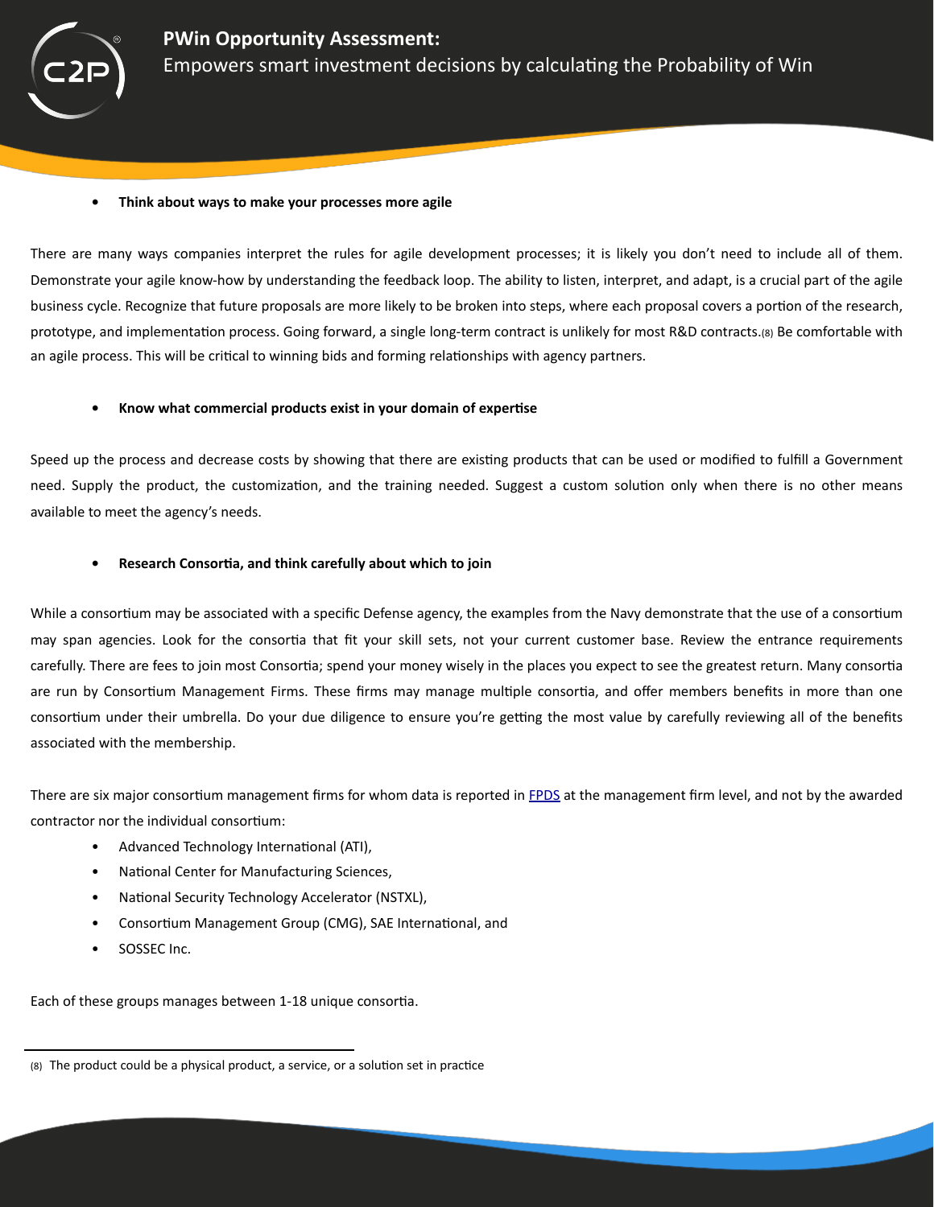- **Think about ways to make your processes more agile**

There are many ways companies interpret the rules for agile development processes; it is likely you don't need to include all of them. Demonstrate your agile know-how by understanding the feedback loop. The ability to listen, interpret, and adapt, is a crucial part of the agile business cycle. Recognize that future proposals are more likely to be broken into steps, where each proposal covers a portion of the research, prototype, and implementation process. Going forward, a single long-term contract is unlikely for most R&D contracts.(8) Be comfortable with an agile process. This will be critical to winning bids and forming relationships with agency partners.

- **Know what commercial products exist in your domain of expertise**

Speed up the process and decrease costs by showing that there are existing products that can be used or modified to fulfill a Government need. Supply the product, the customization, and the training needed. Suggest a custom solution only when there is no other means available to meet the agency's needs.

- **Research Consortia, and think carefully about which to join**

While a consortium may be associated with a specific Defense agency, the examples from the Navy demonstrate that the use of a consortium may span agencies. Look for the consortia that fit your skill sets, not your current customer base. Review the entrance requirements carefully. There are fees to join most Consortia; spend your money wisely in the places you expect to see the greatest return. Many consortia are run by Consortium Management Firms. These firms may manage multiple consortia, and offer members benefits in more than one consortium under their umbrella. Do your due diligence to ensure you're getting the most value by carefully reviewing all of the benefits associated with the membership.

There are six major consortium management firms for whom data is reported in FPDS at the management firm level, and not by the awarded contractor nor the individual consortium:

- Advanced Technology International (ATI),
- National Center for Manufacturing Sciences,
- National Security Technology Accelerator (NSTXL),
- Consortium Management Group (CMG), SAE International, and
- SOSSEC Inc.

Each of these groups manages between 1-18 unique consortia.

---

(8) The product could be a physical product, a service, or a solution set in practice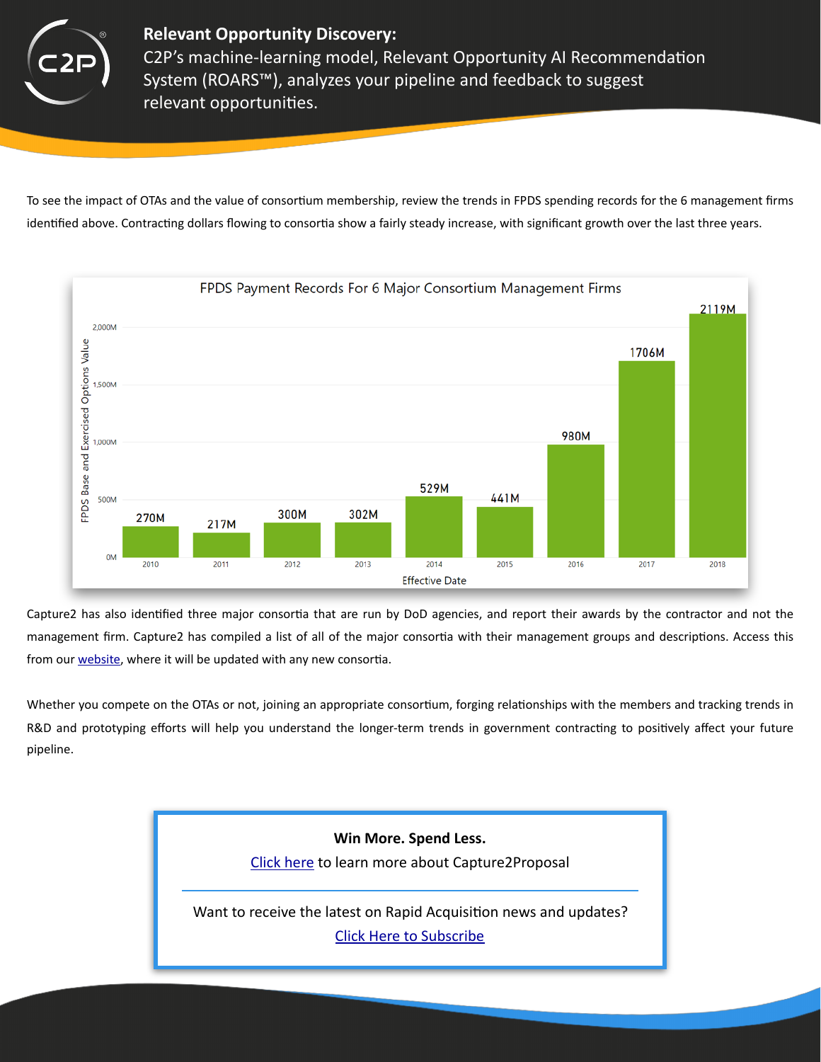**Relevant Opportunity Discovery:**
C2P's machine-learning model, Relevant Opportunity AI Recommendation System (ROARS™), analyzes your pipeline and feedback to suggest relevant opportunities.

To see the impact of OTAs and the value of consortium membership, review the trends in FPDS spending records for the 6 management firms identified above. Contracting dollars flowing to consortia show a fairly steady increase, with significant growth over the last three years.

FPDS Payment Records For 6 Major Consortium Management Firms

FPDS Base and Exercised Options Value

0M
500M
1,000M
1,500M
2,000M

270M
217M
300M
302M
529M
441M
980M
1706M
2119M

2010
2011
2012
2013
2014
2015
2016
2017
2018

Effective Date

Capture2 has also identified three major consortia that are run by DoD agencies, and report their awards by the contractor and not the management firm. Capture2 has compiled a list of all of the major consortia with their management groups and descriptions. Access this from our website, where it will be updated with any new consortia.

Whether you compete on the OTAs or not, joining an appropriate consortium, forging relationships with the members and tracking trends in R&D and prototyping efforts will help you understand the longer-term trends in government contracting to positively affect your future pipeline.

**Win More. Spend Less.**

Click here to learn more about Capture2Proposal

---

Want to receive the latest on Rapid Acquisition news and updates?

Click Here to Subscribe